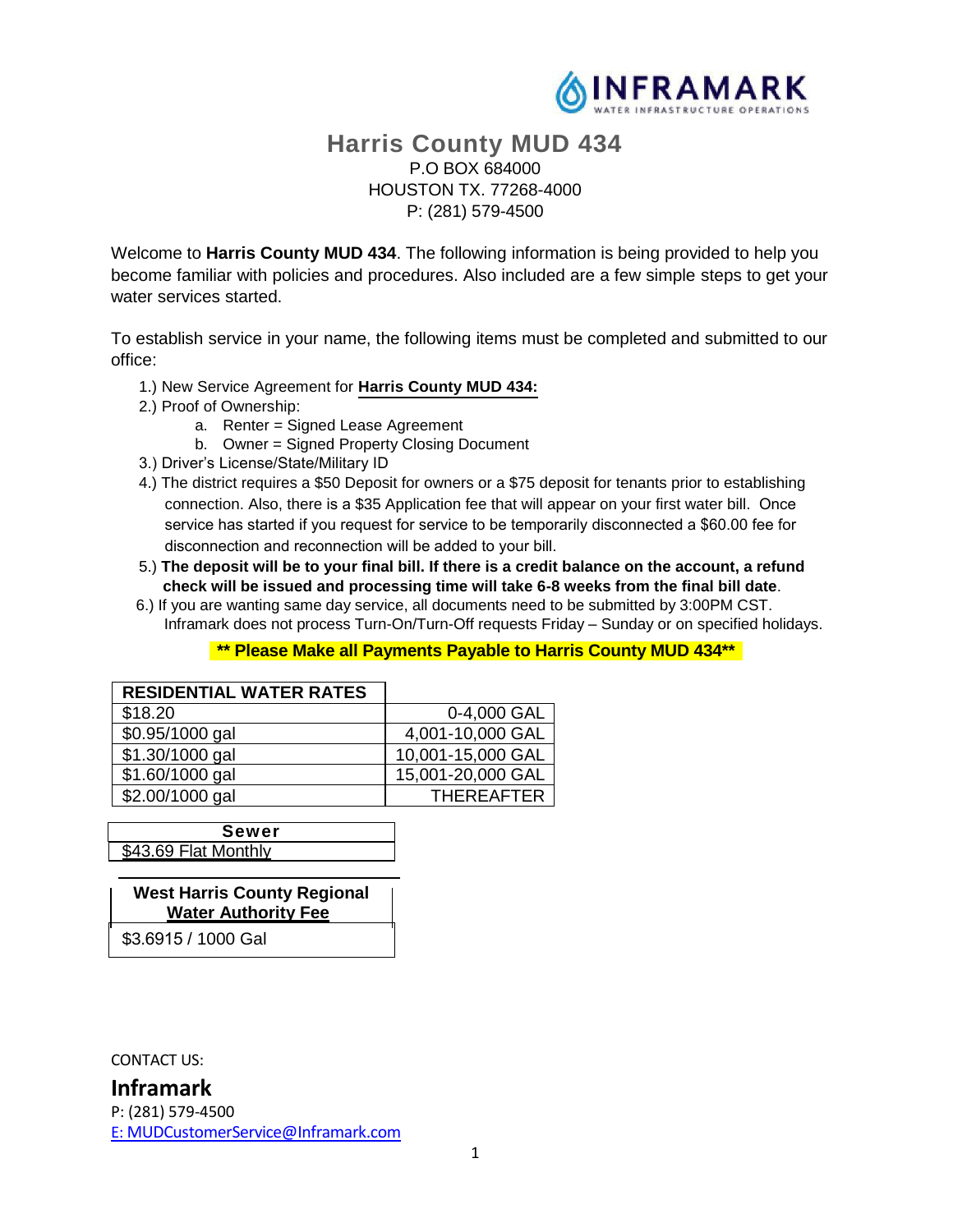INFRAMARK
WATER INFRASTRUCTURE OPERATIONS

# Harris County MUD 434

P.O BOX 684000
HOUSTON TX. 77268-4000
P: (281) 579-4500

Welcome to **Harris County MUD 434**. The following information is being provided to help you become familiar with policies and procedures. Also included are a few simple steps to get your water services started.

To establish service in your name, the following items must be completed and submitted to our office:

1.) New Service Agreement for **Harris County MUD 434:**
2.) Proof of Ownership:
   a. Renter = Signed Lease Agreement
   b. Owner = Signed Property Closing Document
3.) Driver's License/State/Military ID
4.) The district requires a $50 Deposit for owners or a $75 deposit for tenants prior to establishing connection. Also, there is a $35 Application fee that will appear on your first water bill. Once service has started if you request for service to be temporarily disconnected a $60.00 fee for disconnection and reconnection will be added to your bill.
5.) **The deposit will be to your final bill. If there is a credit balance on the account, a refund check will be issued and processing time will take 6-8 weeks from the final bill date**.
6.) If you are wanting same day service, all documents need to be submitted by 3:00PM CST. Inframark does not process Turn-On/Turn-Off requests Friday – Sunday or on specified holidays.

**** Please Make all Payments Payable to Harris County MUD 434****

| RESIDENTIAL WATER RATES | |
|---|---|
| $18.20 | 0-4,000 GAL |
| $0.95/1000 gal | 4,001-10,000 GAL |
| $1.30/1000 gal | 10,001-15,000 GAL |
| $1.60/1000 gal | 15,001-20,000 GAL |
| $2.00/1000 gal | THEREAFTER |

| Sewer |
|---|
| $43.69 Flat Monthly |

| West Harris County Regional Water Authority Fee |
|---|
| $3.6915 / 1000 Gal |

CONTACT US:

**Inframark**
P: (281) 579-4500
E: MUDCustomerService@Inframark.com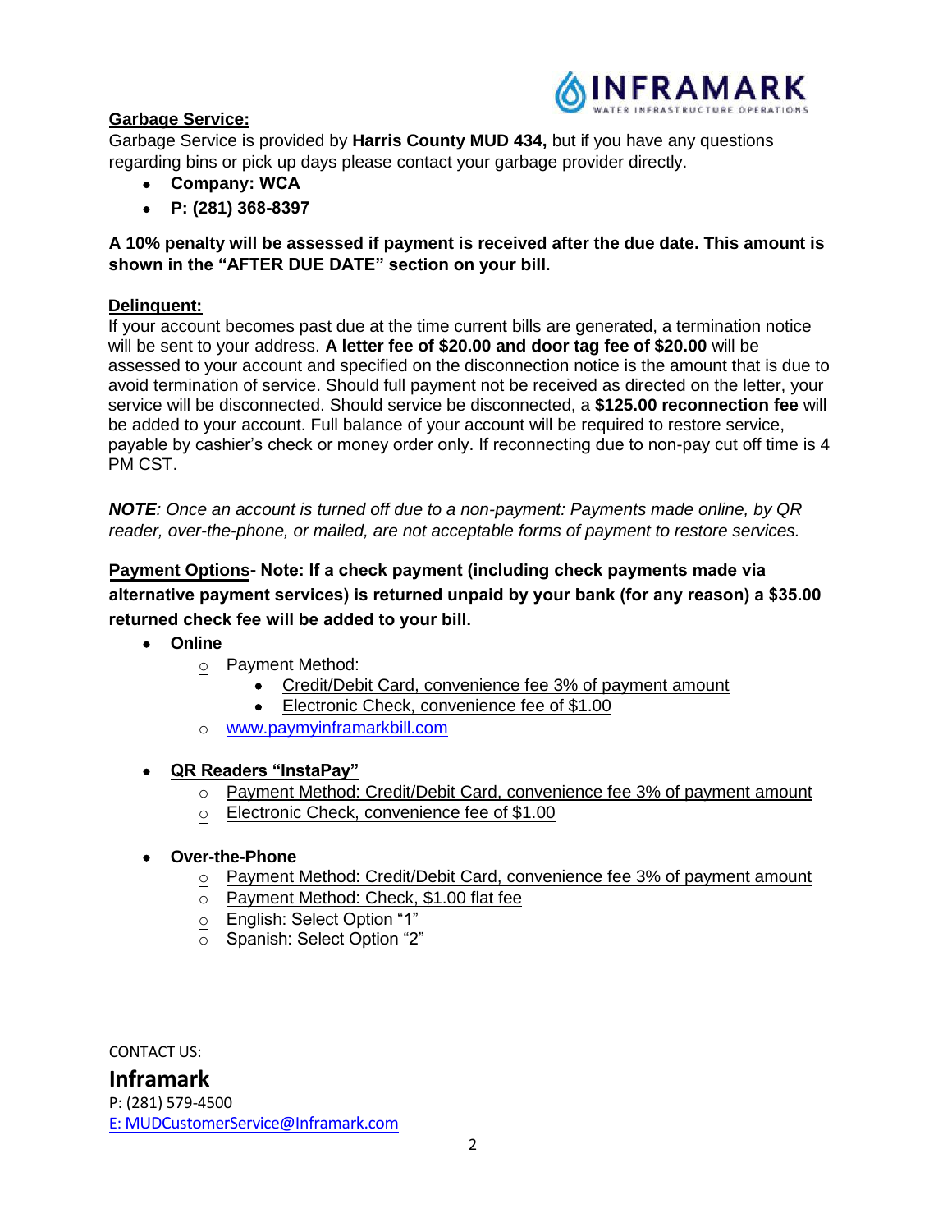**Garbage Service:**

Garbage Service is provided by **Harris County MUD 434,** but if you have any questions regarding bins or pick up days please contact your garbage provider directly.

- **Company: WCA**
- **P: (281) 368-8397**

**A 10% penalty will be assessed if payment is received after the due date. This amount is shown in the "AFTER DUE DATE" section on your bill.**

**Delinquent:**

If your account becomes past due at the time current bills are generated, a termination notice will be sent to your address. **A letter fee of $20.00 and door tag fee of $20.00** will be assessed to your account and specified on the disconnection notice is the amount that is due to avoid termination of service. Should full payment not be received as directed on the letter, your service will be disconnected. Should service be disconnected, a **$125.00 reconnection fee** will be added to your account. Full balance of your account will be required to restore service, payable by cashier's check or money order only. If reconnecting due to non-pay cut off time is 4 PM CST.

***NOTE**: Once an account is turned off due to a non-payment: Payments made online, by QR reader, over-the-phone, or mailed, are not acceptable forms of payment to restore services.*

**Payment Options- Note: If a check payment (including check payments made via alternative payment services) is returned unpaid by your bank (for any reason) a $35.00 returned check fee will be added to your bill.**

- **Online**
  - Payment Method:
    - Credit/Debit Card, convenience fee 3% of payment amount
    - Electronic Check, convenience fee of $1.00
  - www.paymyinframarkbill.com

- **QR Readers "InstaPay"**
  - Payment Method: Credit/Debit Card, convenience fee 3% of payment amount
  - Electronic Check, convenience fee of $1.00

- **Over-the-Phone**
  - Payment Method: Credit/Debit Card, convenience fee 3% of payment amount
  - Payment Method: Check, $1.00 flat fee
  - English: Select Option "1"
  - Spanish: Select Option "2"

CONTACT US:

**Inframark**

P: (281) 579-4500

E: MUDCustomerService@Inframark.com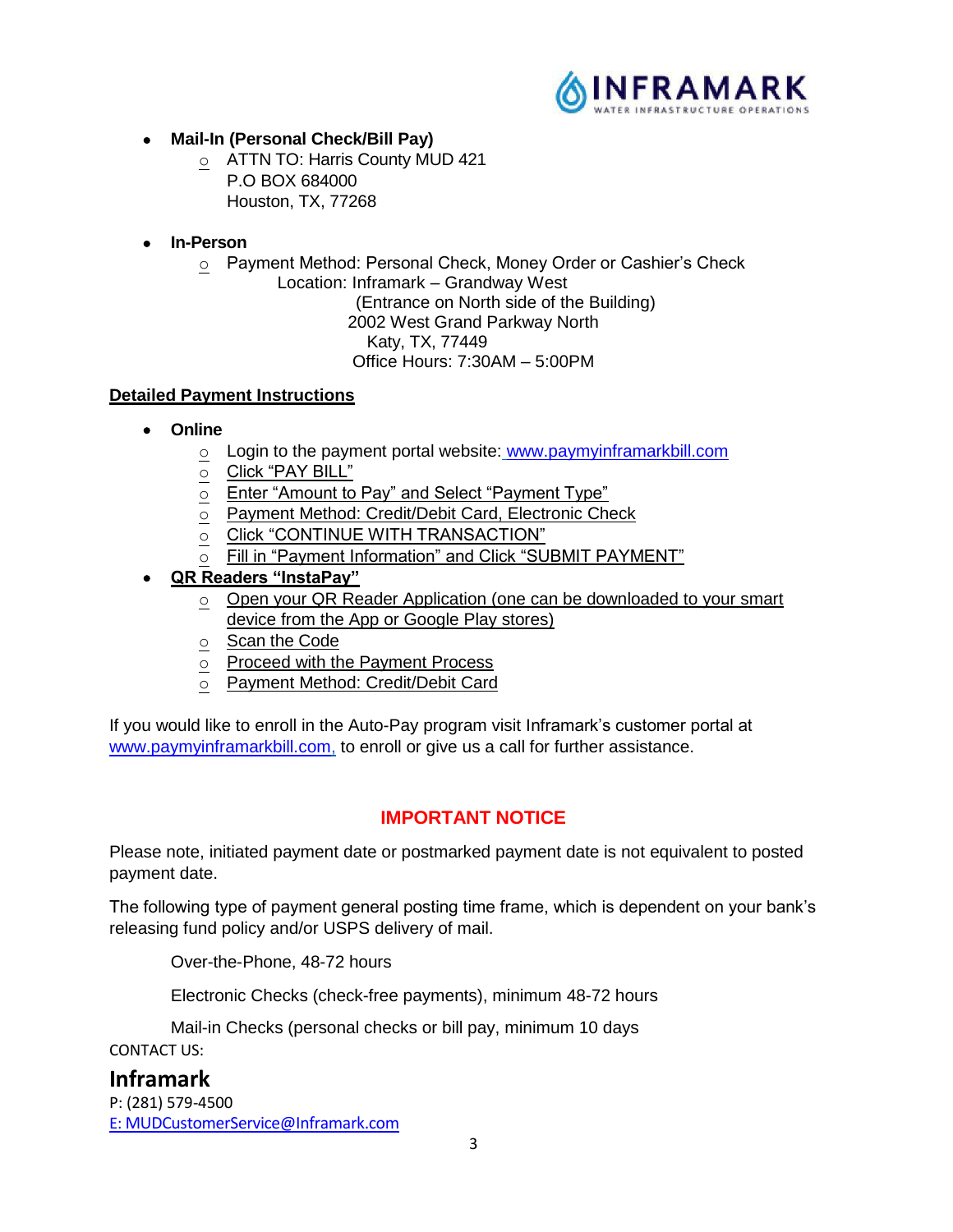- **Mail-In (Personal Check/Bill Pay)**
  - ATTN TO: Harris County MUD 421
    P.O BOX 684000
    Houston, TX, 77268

- **In-Person**
  - Payment Method: Personal Check, Money Order or Cashier's Check
    Location: Inframark – Grandway West
    (Entrance on North side of the Building)
    2002 West Grand Parkway North
    Katy, TX, 77449
    Office Hours: 7:30AM – 5:00PM

**Detailed Payment Instructions**

- **Online**
  - Login to the payment portal website: www.paymyinframarkbill.com
  - Click "PAY BILL"
  - Enter "Amount to Pay" and Select "Payment Type"
  - Payment Method: Credit/Debit Card, Electronic Check
  - Click "CONTINUE WITH TRANSACTION"
  - Fill in "Payment Information" and Click "SUBMIT PAYMENT"
- **QR Readers "InstaPay"**
  - Open your QR Reader Application (one can be downloaded to your smart device from the App or Google Play stores)
  - Scan the Code
  - Proceed with the Payment Process
  - Payment Method: Credit/Debit Card

If you would like to enroll in the Auto-Pay program visit Inframark's customer portal at www.paymyinframarkbill.com, to enroll or give us a call for further assistance.

## IMPORTANT NOTICE

Please note, initiated payment date or postmarked payment date is not equivalent to posted payment date.

The following type of payment general posting time frame, which is dependent on your bank's releasing fund policy and/or USPS delivery of mail.

Over-the-Phone, 48-72 hours

Electronic Checks (check-free payments), minimum 48-72 hours

Mail-in Checks (personal checks or bill pay, minimum 10 days

CONTACT US:

**Inframark**

P: (281) 579-4500

E: MUDCustomerService@Inframark.com